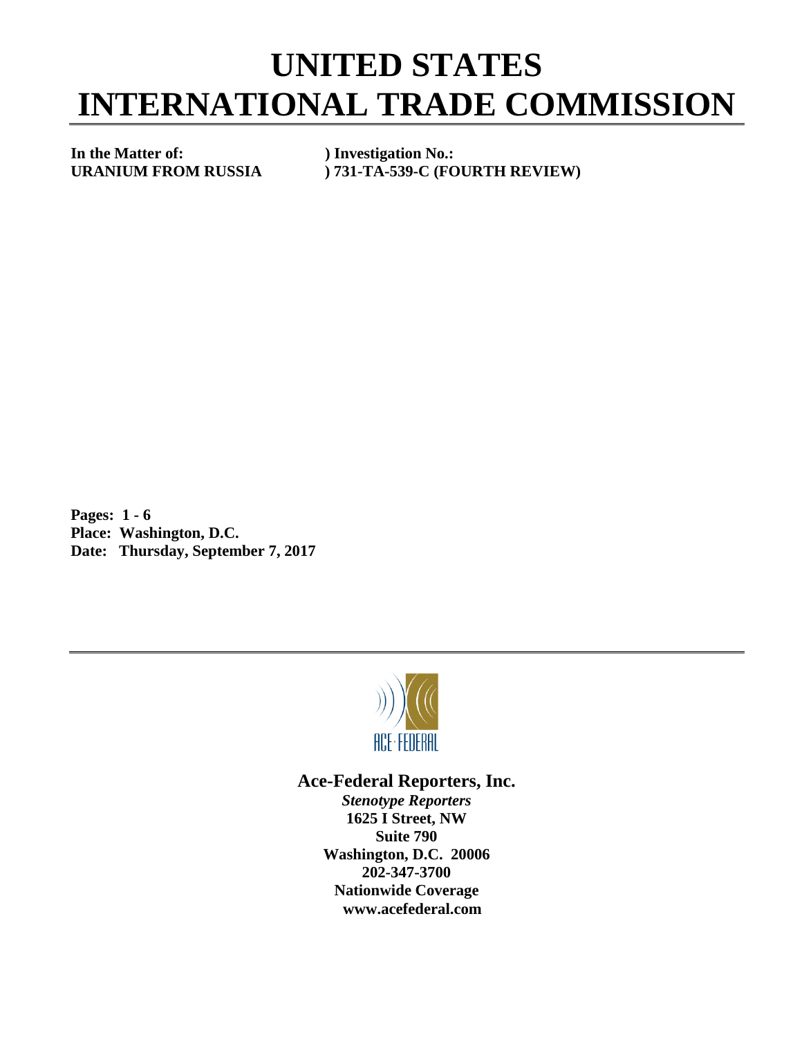# UNITED STATES INTERNATIONAL TRADE COMMISSION

**In the Matter of:** ) **Investigation No.:**
**URANIUM FROM RUSSIA** ) **731-TA-539-C (FOURTH REVIEW)**

**Pages: 1 - 6**
**Place: Washington, D.C.**
**Date: Thursday, September 7, 2017**

ACE·FEDERAL

**Ace-Federal Reporters, Inc.**
***Stenotype Reporters***
**1625 I Street, NW**
**Suite 790**
**Washington, D.C. 20006**
**202-347-3700**
**Nationwide Coverage**
**www.acefederal.com**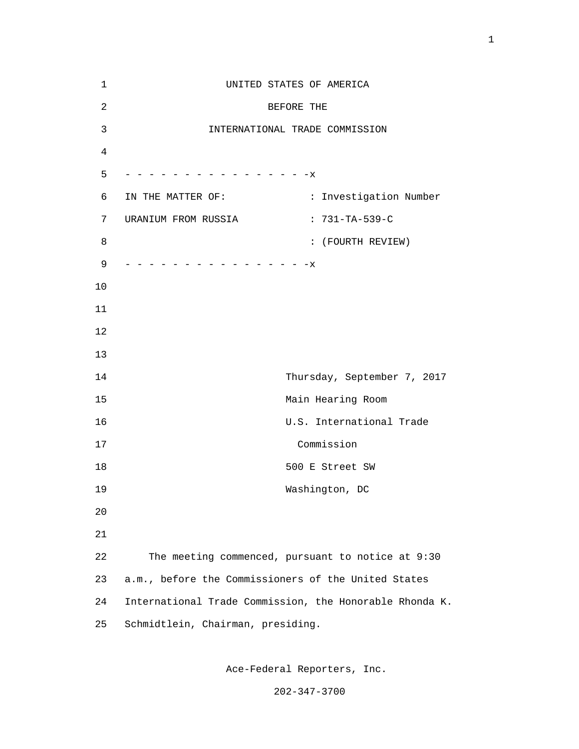UNITED STATES OF AMERICA

BEFORE THE

INTERNATIONAL TRADE COMMISSION

- - - - - - - - - - - - - - - - -x

| | |
|---|---|
| IN THE MATTER OF: | : Investigation Number |
| URANIUM FROM RUSSIA | : 731-TA-539-C |
| | : (FOURTH REVIEW) |

- - - - - - - - - - - - - - - - -x

Thursday, September 7, 2017
Main Hearing Room
U.S. International Trade
Commission
500 E Street SW
Washington, DC

The meeting commenced, pursuant to notice at 9:30 a.m., before the Commissioners of the United States International Trade Commission, the Honorable Rhonda K. Schmidtlein, Chairman, presiding.

Ace-Federal Reporters, Inc.

202-347-3700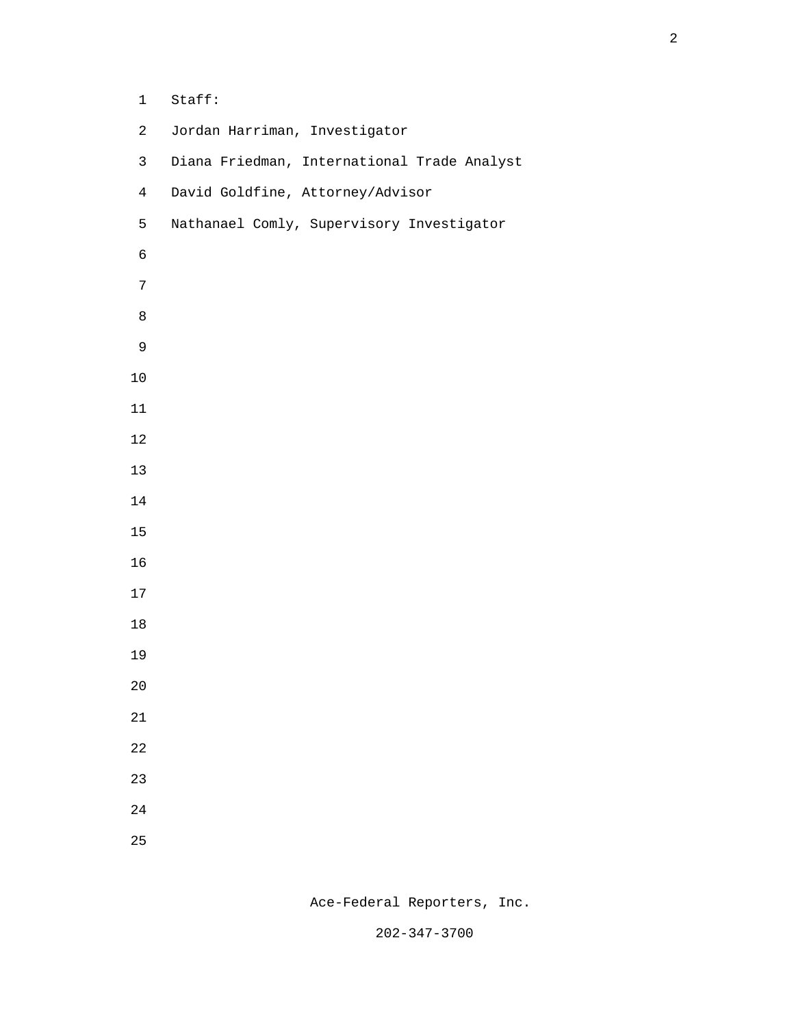Staff:

Jordan Harriman, Investigator

Diana Friedman, International Trade Analyst

David Goldfine, Attorney/Advisor

Nathanael Comly, Supervisory Investigator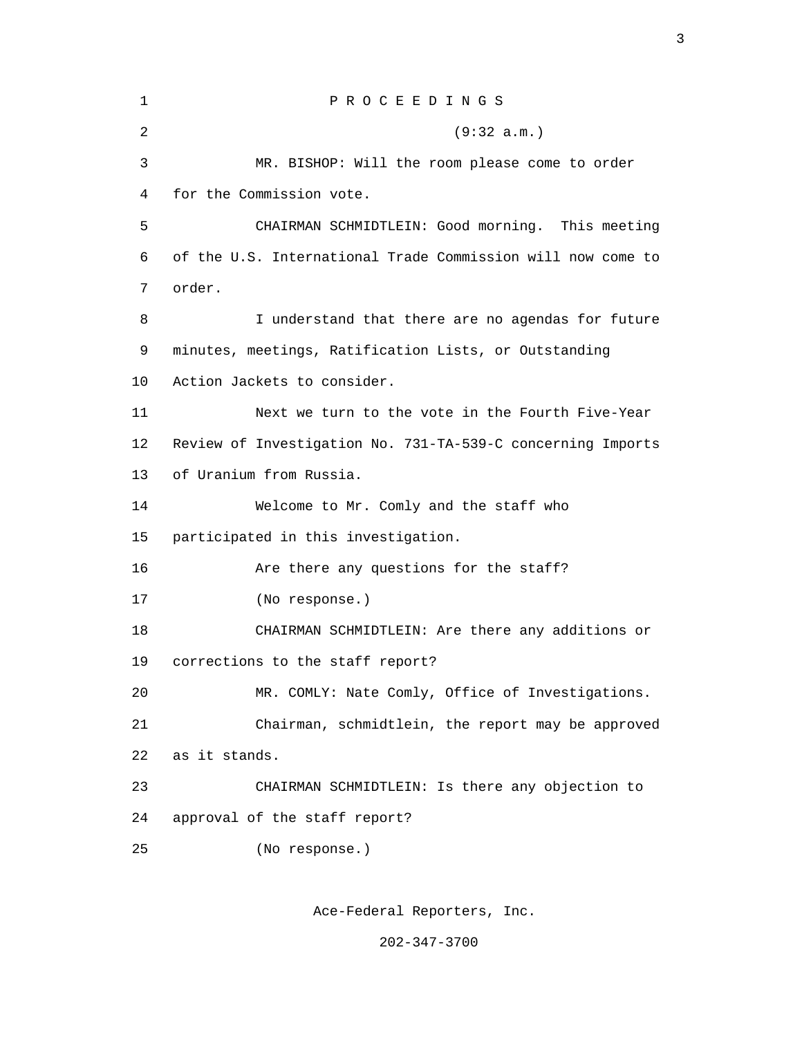P R O C E E D I N G S

(9:32 a.m.)

MR. BISHOP: Will the room please come to order for the Commission vote.

CHAIRMAN SCHMIDTLEIN: Good morning. This meeting of the U.S. International Trade Commission will now come to order.

I understand that there are no agendas for future minutes, meetings, Ratification Lists, or Outstanding Action Jackets to consider.

Next we turn to the vote in the Fourth Five-Year Review of Investigation No. 731-TA-539-C concerning Imports of Uranium from Russia.

Welcome to Mr. Comly and the staff who participated in this investigation.

Are there any questions for the staff?

(No response.)

CHAIRMAN SCHMIDTLEIN: Are there any additions or corrections to the staff report?

MR. COMLY: Nate Comly, Office of Investigations.

Chairman, schmidtlein, the report may be approved as it stands.

CHAIRMAN SCHMIDTLEIN: Is there any objection to approval of the staff report?

(No response.)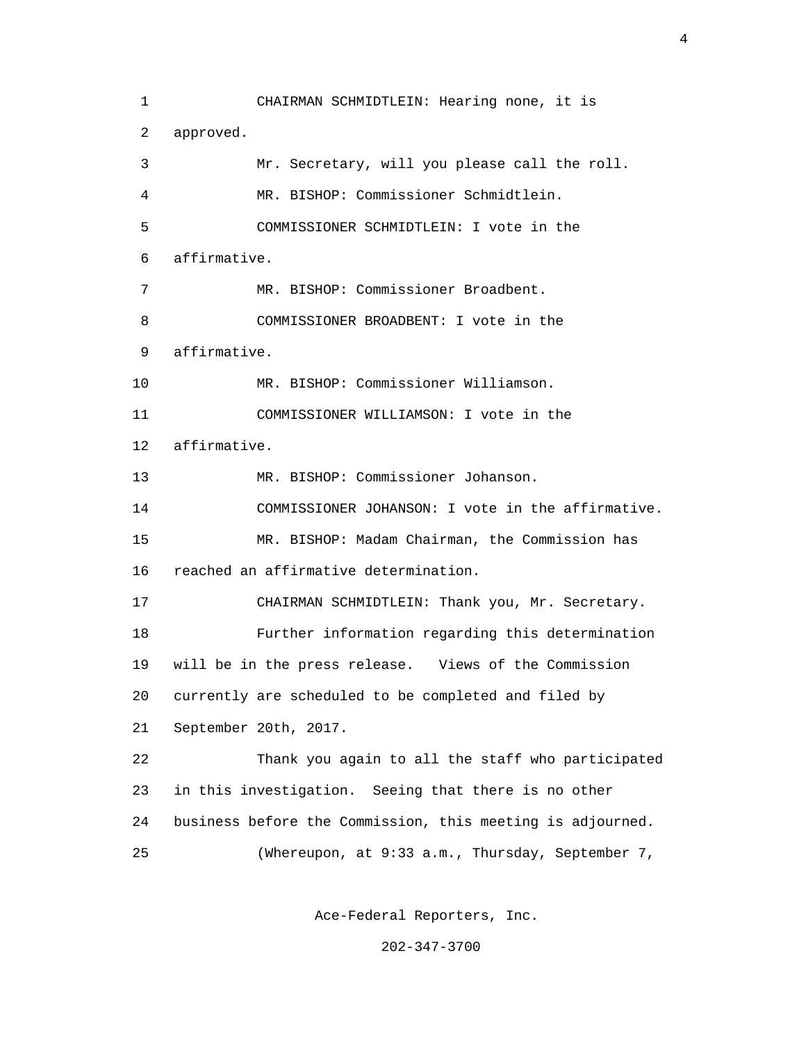CHAIRMAN SCHMIDTLEIN: Hearing none, it is approved.

Mr. Secretary, will you please call the roll.

MR. BISHOP: Commissioner Schmidtlein.

COMMISSIONER SCHMIDTLEIN: I vote in the affirmative.

MR. BISHOP: Commissioner Broadbent.

COMMISSIONER BROADBENT: I vote in the affirmative.

MR. BISHOP: Commissioner Williamson.

COMMISSIONER WILLIAMSON: I vote in the affirmative.

MR. BISHOP: Commissioner Johanson.

COMMISSIONER JOHANSON: I vote in the affirmative.

MR. BISHOP: Madam Chairman, the Commission has reached an affirmative determination.

CHAIRMAN SCHMIDTLEIN: Thank you, Mr. Secretary.

Further information regarding this determination will be in the press release. Views of the Commission currently are scheduled to be completed and filed by September 20th, 2017.

Thank you again to all the staff who participated in this investigation. Seeing that there is no other business before the Commission, this meeting is adjourned.

(Whereupon, at 9:33 a.m., Thursday, September 7,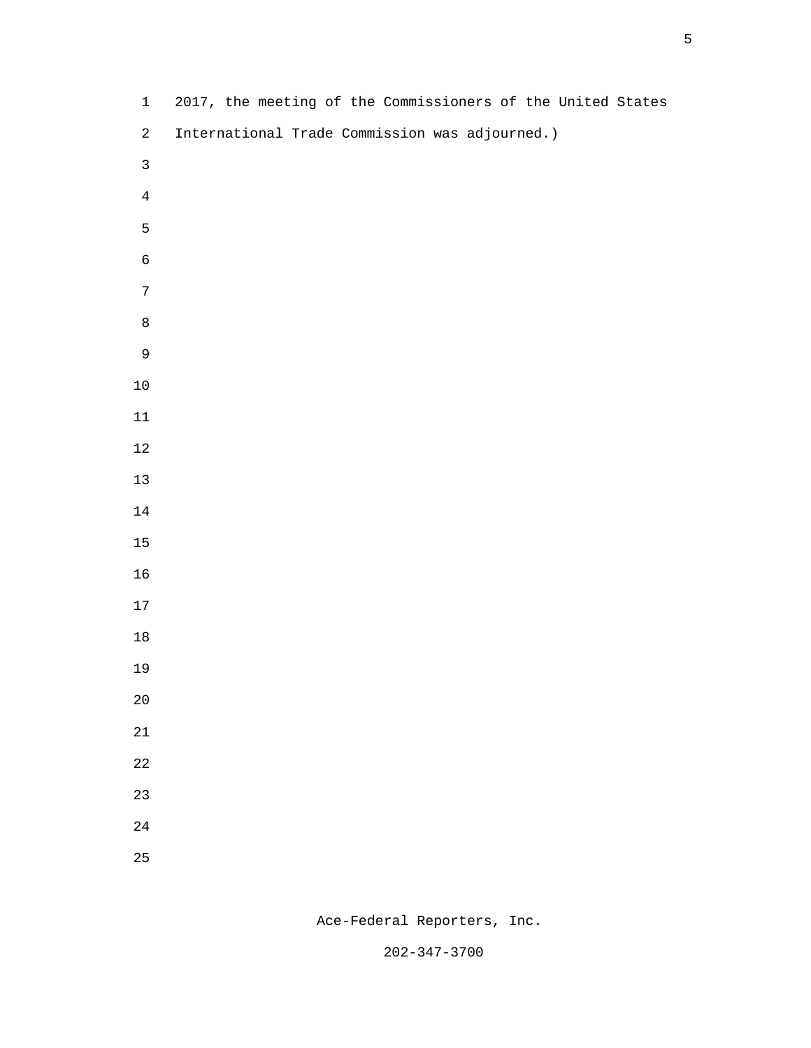2017, the meeting of the Commissioners of the United States International Trade Commission was adjourned.)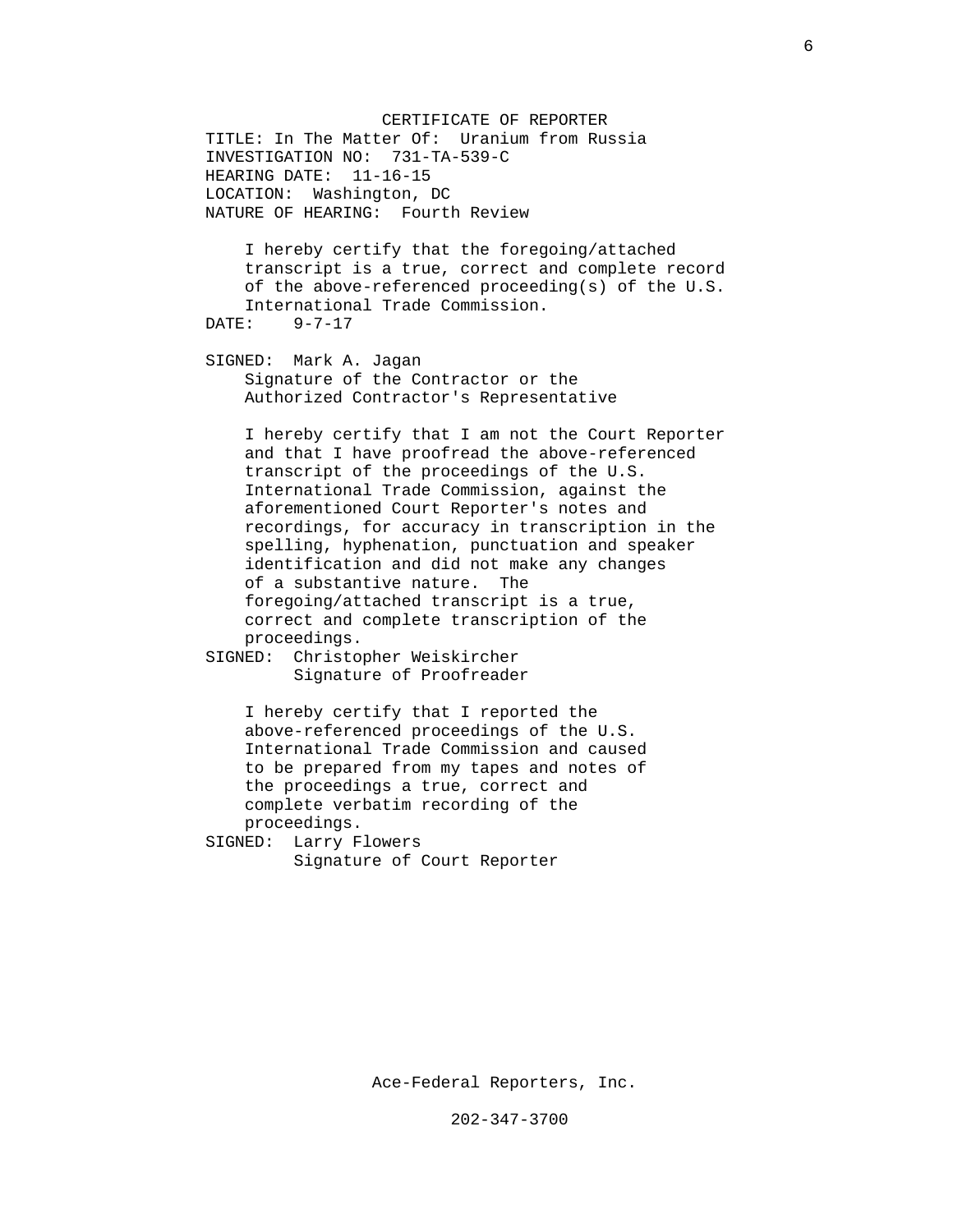CERTIFICATE OF REPORTER

TITLE: In The Matter Of: Uranium from Russia
INVESTIGATION NO: 731-TA-539-C
HEARING DATE: 11-16-15
LOCATION: Washington, DC
NATURE OF HEARING: Fourth Review

I hereby certify that the foregoing/attached transcript is a true, correct and complete record of the above-referenced proceeding(s) of the U.S. International Trade Commission.

DATE: 9-7-17

SIGNED: Mark A. Jagan
Signature of the Contractor or the Authorized Contractor's Representative

I hereby certify that I am not the Court Reporter and that I have proofread the above-referenced transcript of the proceedings of the U.S. International Trade Commission, against the aforementioned Court Reporter's notes and recordings, for accuracy in transcription in the spelling, hyphenation, punctuation and speaker identification and did not make any changes of a substantive nature. The foregoing/attached transcript is a true, correct and complete transcription of the proceedings.

SIGNED: Christopher Weiskircher
Signature of Proofreader

I hereby certify that I reported the above-referenced proceedings of the U.S. International Trade Commission and caused to be prepared from my tapes and notes of the proceedings a true, correct and complete verbatim recording of the proceedings.

SIGNED: Larry Flowers
Signature of Court Reporter